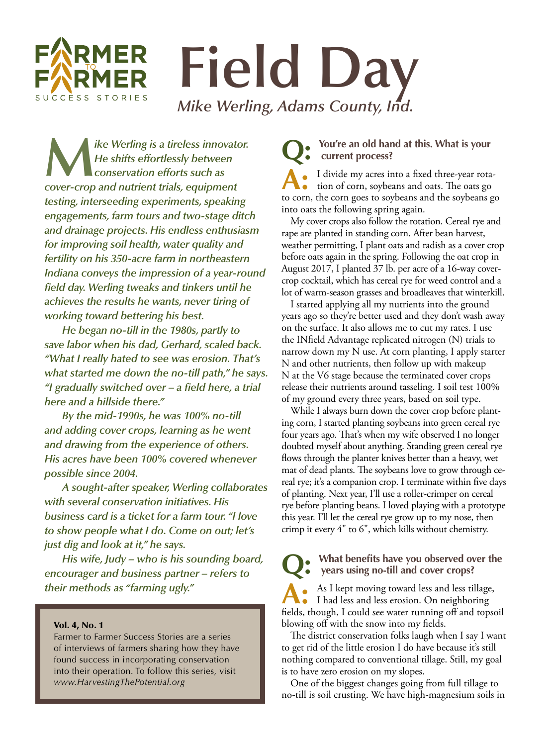FARMER TO FARMER SUCCESS STORIES

# Field Day

*Mike Werling, Adams County, Ind.*

***Mike Werling is a tireless innovator. He shifts effortlessly between conservation efforts such as cover-crop and nutrient trials, equipment testing, interseeding experiments, speaking engagements, farm tours and two-stage ditch and drainage projects. His endless enthusiasm for improving soil health, water quality and fertility on his 350-acre farm in northeastern Indiana conveys the impression of a year-round field day. Werling tweaks and tinkers until he achieves the results he wants, never tiring of working toward bettering his best.***

***He began no-till in the 1980s, partly to save labor when his dad, Gerhard, scaled back. "What I really hated to see was erosion. That's what started me down the no-till path," he says. "I gradually switched over – a field here, a trial here and a hillside there."***

***By the mid-1990s, he was 100% no-till and adding cover crops, learning as he went and drawing from the experience of others. His acres have been 100% covered whenever possible since 2004.***

***A sought-after speaker, Werling collaborates with several conservation initiatives. His business card is a ticket for a farm tour. "I love to show people what I do. Come on out; let's just dig and look at it," he says.***

***His wife, Judy – who is his sounding board, encourager and business partner – refers to their methods as "farming ugly."***

**Vol. 4, No. 1**
Farmer to Farmer Success Stories are a series of interviews of farmers sharing how they have found success in incorporating conservation into their operation. To follow this series, visit *www.HarvestingThePotential.org*

**Q: You're an old hand at this. What is your current process?**

**A:** I divide my acres into a fixed three-year rotation of corn, soybeans and oats. The oats go to corn, the corn goes to soybeans and the soybeans go into oats the following spring again.

My cover crops also follow the rotation. Cereal rye and rape are planted in standing corn. After bean harvest, weather permitting, I plant oats and radish as a cover crop before oats again in the spring. Following the oat crop in August 2017, I planted 37 lb. per acre of a 16-way cover-crop cocktail, which has cereal rye for weed control and a lot of warm-season grasses and broadleaves that winterkill.

I started applying all my nutrients into the ground years ago so they're better used and they don't wash away on the surface. It also allows me to cut my rates. I use the INfield Advantage replicated nitrogen (N) trials to narrow down my N use. At corn planting, I apply starter N and other nutrients, then follow up with makeup N at the V6 stage because the terminated cover crops release their nutrients around tasseling. I soil test 100% of my ground every three years, based on soil type.

While I always burn down the cover crop before planting corn, I started planting soybeans into green cereal rye four years ago. That's when my wife observed I no longer doubted myself about anything. Standing green cereal rye flows through the planter knives better than a heavy, wet mat of dead plants. The soybeans love to grow through cereal rye; it's a companion crop. I terminate within five days of planting. Next year, I'll use a roller-crimper on cereal rye before planting beans. I loved playing with a prototype this year. I'll let the cereal rye grow up to my nose, then crimp it every 4" to 6", which kills without chemistry.

**Q: What benefits have you observed over the years using no-till and cover crops?**

**A:** As I kept moving toward less and less tillage, I had less and less erosion. On neighboring fields, though, I could see water running off and topsoil blowing off with the snow into my fields.

The district conservation folks laugh when I say I want to get rid of the little erosion I do have because it's still nothing compared to conventional tillage. Still, my goal is to have zero erosion on my slopes.

One of the biggest changes going from full tillage to no-till is soil crusting. We have high-magnesium soils in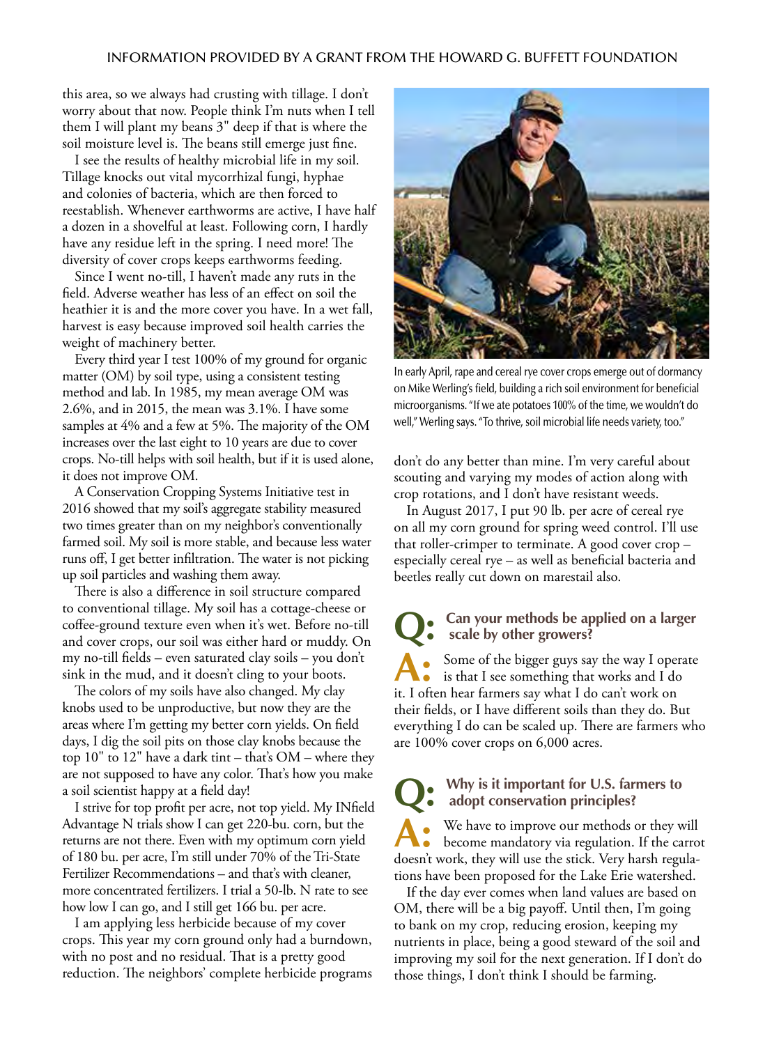this area, so we always had crusting with tillage. I don't worry about that now. People think I'm nuts when I tell them I will plant my beans 3" deep if that is where the soil moisture level is. The beans still emerge just fine.

I see the results of healthy microbial life in my soil. Tillage knocks out vital mycorrhizal fungi, hyphae and colonies of bacteria, which are then forced to reestablish. Whenever earthworms are active, I have half a dozen in a shovelful at least. Following corn, I hardly have any residue left in the spring. I need more! The diversity of cover crops keeps earthworms feeding.

Since I went no-till, I haven't made any ruts in the field. Adverse weather has less of an effect on soil the heathier it is and the more cover you have. In a wet fall, harvest is easy because improved soil health carries the weight of machinery better.

Every third year I test 100% of my ground for organic matter (OM) by soil type, using a consistent testing method and lab. In 1985, my mean average OM was 2.6%, and in 2015, the mean was 3.1%. I have some samples at 4% and a few at 5%. The majority of the OM increases over the last eight to 10 years are due to cover crops. No-till helps with soil health, but if it is used alone, it does not improve OM.

A Conservation Cropping Systems Initiative test in 2016 showed that my soil's aggregate stability measured two times greater than on my neighbor's conventionally farmed soil. My soil is more stable, and because less water runs off, I get better infiltration. The water is not picking up soil particles and washing them away.

There is also a difference in soil structure compared to conventional tillage. My soil has a cottage-cheese or coffee-ground texture even when it's wet. Before no-till and cover crops, our soil was either hard or muddy. On my no-till fields – even saturated clay soils – you don't sink in the mud, and it doesn't cling to your boots.

The colors of my soils have also changed. My clay knobs used to be unproductive, but now they are the areas where I'm getting my better corn yields. On field days, I dig the soil pits on those clay knobs because the top 10" to 12" have a dark tint – that's OM – where they are not supposed to have any color. That's how you make a soil scientist happy at a field day!

I strive for top profit per acre, not top yield. My INfield Advantage N trials show I can get 220-bu. corn, but the returns are not there. Even with my optimum corn yield of 180 bu. per acre, I'm still under 70% of the Tri-State Fertilizer Recommendations – and that's with cleaner, more concentrated fertilizers. I trial a 50-lb. N rate to see how low I can go, and I still get 166 bu. per acre.

I am applying less herbicide because of my cover crops. This year my corn ground only had a burndown, with no post and no residual. That is a pretty good reduction. The neighbors' complete herbicide programs don't do any better than mine. I'm very careful about scouting and varying my modes of action along with crop rotations, and I don't have resistant weeds.

In August 2017, I put 90 lb. per acre of cereal rye on all my corn ground for spring weed control. I'll use that roller-crimper to terminate. A good cover crop – especially cereal rye – as well as beneficial bacteria and beetles really cut down on marestail also.

In early April, rape and cereal rye cover crops emerge out of dormancy on Mike Werling's field, building a rich soil environment for beneficial microorganisms. "If we ate potatoes 100% of the time, we wouldn't do well," Werling says. "To thrive, soil microbial life needs variety, too."

**Q: Can your methods be applied on a larger scale by other growers?**

**A:** Some of the bigger guys say the way I operate is that I see something that works and I do it. I often hear farmers say what I do can't work on their fields, or I have different soils than they do. But everything I do can be scaled up. There are farmers who are 100% cover crops on 6,000 acres.

**Q: Why is it important for U.S. farmers to adopt conservation principles?**

**A:** We have to improve our methods or they will become mandatory via regulation. If the carrot doesn't work, they will use the stick. Very harsh regulations have been proposed for the Lake Erie watershed.

If the day ever comes when land values are based on OM, there will be a big payoff. Until then, I'm going to bank on my crop, reducing erosion, keeping my nutrients in place, being a good steward of the soil and improving my soil for the next generation. If I don't do those things, I don't think I should be farming.